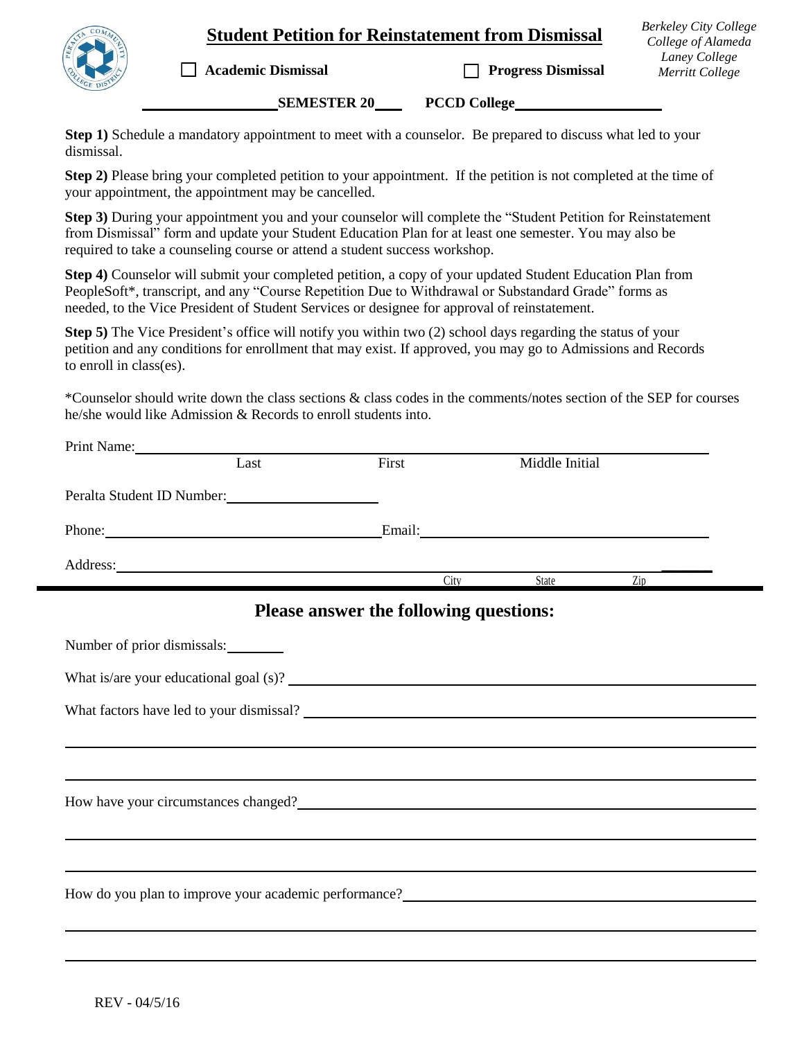# Student Petition for Reinstatement from Dismissal

*Berkeley City College*
*College of Alameda*
*Laney College*
*Merritt College*

☐ **Academic Dismissal** ☐ **Progress Dismissal**

________________**SEMESTER 20**____ **PCCD College**____________________

**Step 1)** Schedule a mandatory appointment to meet with a counselor. Be prepared to discuss what led to your dismissal.

**Step 2)** Please bring your completed petition to your appointment. If the petition is not completed at the time of your appointment, the appointment may be cancelled.

**Step 3)** During your appointment you and your counselor will complete the "Student Petition for Reinstatement from Dismissal" form and update your Student Education Plan for at least one semester. You may also be required to take a counseling course or attend a student success workshop.

**Step 4)** Counselor will submit your completed petition, a copy of your updated Student Education Plan from PeopleSoft*, transcript, and any "Course Repetition Due to Withdrawal or Substandard Grade" forms as needed, to the Vice President of Student Services or designee for approval of reinstatement.

**Step 5)** The Vice President's office will notify you within two (2) school days regarding the status of your petition and any conditions for enrollment that may exist. If approved, you may go to Admissions and Records to enroll in class(es).

*Counselor should write down the class sections & class codes in the comments/notes section of the SEP for courses he/she would like Admission & Records to enroll students into.

Print Name: ______________________________________________________________
Last First Middle Initial

Peralta Student ID Number: ____________________

Phone: ____________________________________ Email: ____________________________________

Address: ______________________________________________________________
City State Zip

## Please answer the following questions:

Number of prior dismissals: ________

What is/are your educational goal (s)? ______________________________________________

What factors have led to your dismissal? ______________________________________________

______________________________________________________________

______________________________________________________________

How have your circumstances changed? ______________________________________________

______________________________________________________________

______________________________________________________________

How do you plan to improve your academic performance? ______________________________________________

______________________________________________________________

______________________________________________________________

REV - 04/5/16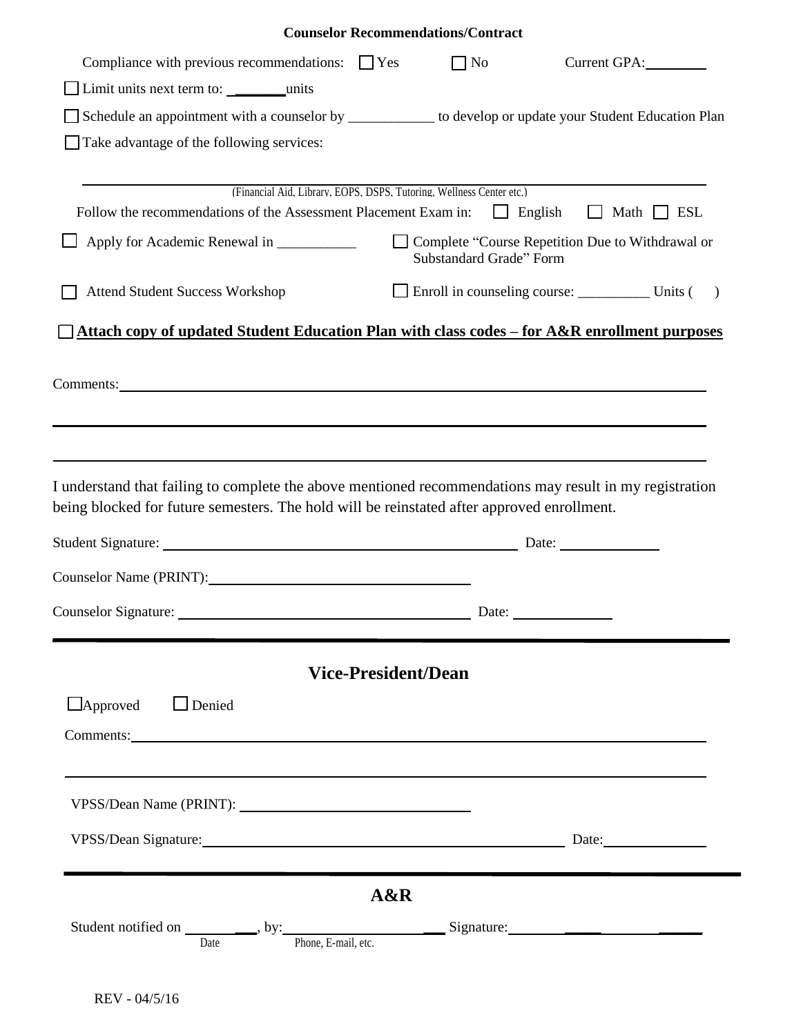**Counselor Recommendations/Contract**

Compliance with previous recommendations: ☐ Yes ☐ No Current GPA:________

☐ Limit units next term to: _______ units

☐ Schedule an appointment with a counselor by ____________ to develop or update your Student Education Plan

☐ Take advantage of the following services:

_______________________________________________________________

(Financial Aid, Library, EOPS, DSPS, Tutoring, Wellness Center etc.)

Follow the recommendations of the Assessment Placement Exam in: ☐ English ☐ Math ☐ ESL

☐ Apply for Academic Renewal in ___________

☐ Complete "Course Repetition Due to Withdrawal or Substandard Grade" Form

☐ Attend Student Success Workshop

☐ Enroll in counseling course: __________ Units ( )

☐ **Attach copy of updated Student Education Plan with class codes – for A&R enrollment purposes**

Comments:_______________________________________________________________

_______________________________________________________________

_______________________________________________________________

I understand that failing to complete the above mentioned recommendations may result in my registration being blocked for future semesters. The hold will be reinstated after approved enrollment.

Student Signature: ______________________________ Date: ____________

Counselor Name (PRINT):______________________________

Counselor Signature: ______________________________ Date: ____________

## Vice-President/Dean

☐Approved ☐ Denied

Comments:_______________________________________________________________

_______________________________________________________________

VPSS/Dean Name (PRINT): ______________________________

VPSS/Dean Signature:______________________________ Date:____________

## A&R

Student notified on __________, by:____________________ Signature:____________________

Date Phone, E-mail, etc.

REV - 04/5/16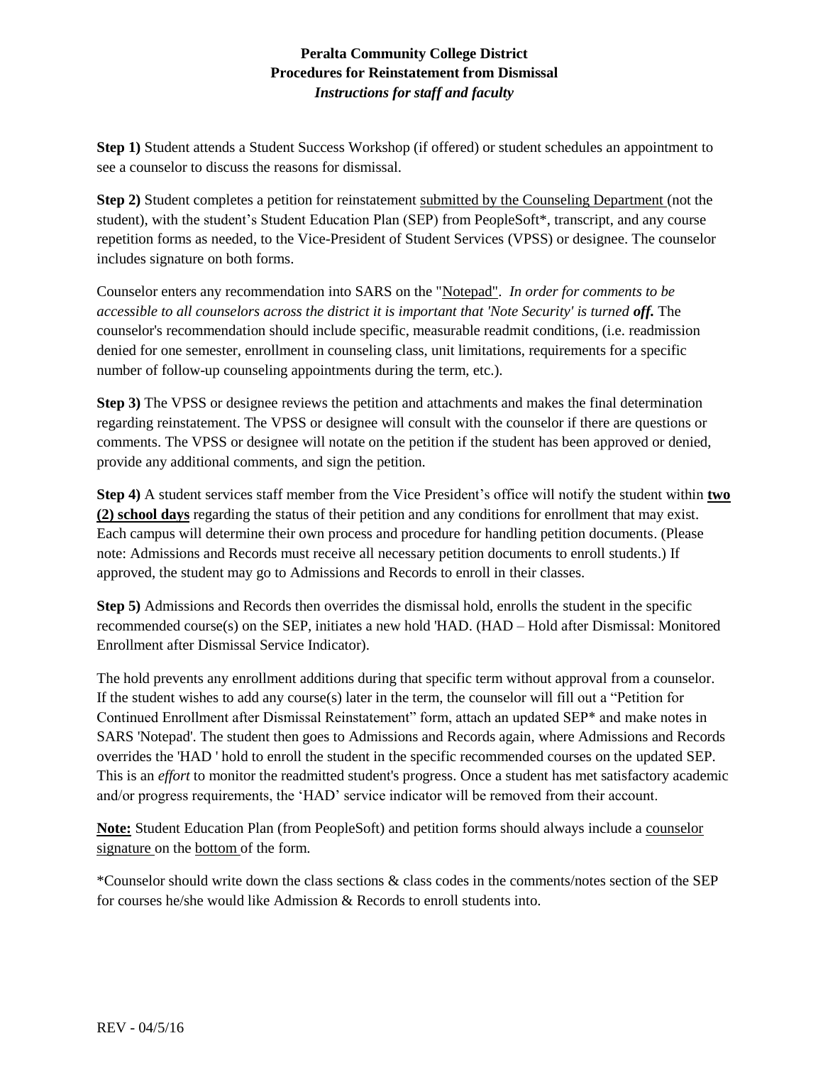**Peralta Community College District**
**Procedures for Reinstatement from Dismissal**
***Instructions for staff and faculty***

**Step 1)** Student attends a Student Success Workshop (if offered) or student schedules an appointment to see a counselor to discuss the reasons for dismissal.

**Step 2)** Student completes a petition for reinstatement <u>submitted by the Counseling Department</u> (not the student), with the student's Student Education Plan (SEP) from PeopleSoft*, transcript, and any course repetition forms as needed, to the Vice-President of Student Services (VPSS) or designee. The counselor includes signature on both forms.

Counselor enters any recommendation into SARS on the "<u>Notepad</u>". *In order for comments to be accessible to all counselors across the district it is important that 'Note Security' is turned **off**.* The counselor's recommendation should include specific, measurable readmit conditions, (i.e. readmission denied for one semester, enrollment in counseling class, unit limitations, requirements for a specific number of follow-up counseling appointments during the term, etc.).

**Step 3)** The VPSS or designee reviews the petition and attachments and makes the final determination regarding reinstatement. The VPSS or designee will consult with the counselor if there are questions or comments. The VPSS or designee will notate on the petition if the student has been approved or denied, provide any additional comments, and sign the petition.

**Step 4)** A student services staff member from the Vice President's office will notify the student within **<u>two (2) school days</u>** regarding the status of their petition and any conditions for enrollment that may exist. Each campus will determine their own process and procedure for handling petition documents. (Please note: Admissions and Records must receive all necessary petition documents to enroll students.) If approved, the student may go to Admissions and Records to enroll in their classes.

**Step 5)** Admissions and Records then overrides the dismissal hold, enrolls the student in the specific recommended course(s) on the SEP, initiates a new hold 'HAD. (HAD – Hold after Dismissal: Monitored Enrollment after Dismissal Service Indicator).

The hold prevents any enrollment additions during that specific term without approval from a counselor. If the student wishes to add any course(s) later in the term, the counselor will fill out a "Petition for Continued Enrollment after Dismissal Reinstatement" form, attach an updated SEP* and make notes in SARS 'Notepad'. The student then goes to Admissions and Records again, where Admissions and Records overrides the 'HAD ' hold to enroll the student in the specific recommended courses on the updated SEP. This is an *effort* to monitor the readmitted student's progress. Once a student has met satisfactory academic and/or progress requirements, the 'HAD' service indicator will be removed from their account.

**<u>Note:</u>** Student Education Plan (from PeopleSoft) and petition forms should always include a <u>counselor signature</u> on the <u>bottom</u> of the form.

*Counselor should write down the class sections & class codes in the comments/notes section of the SEP for courses he/she would like Admission & Records to enroll students into.

REV - 04/5/16